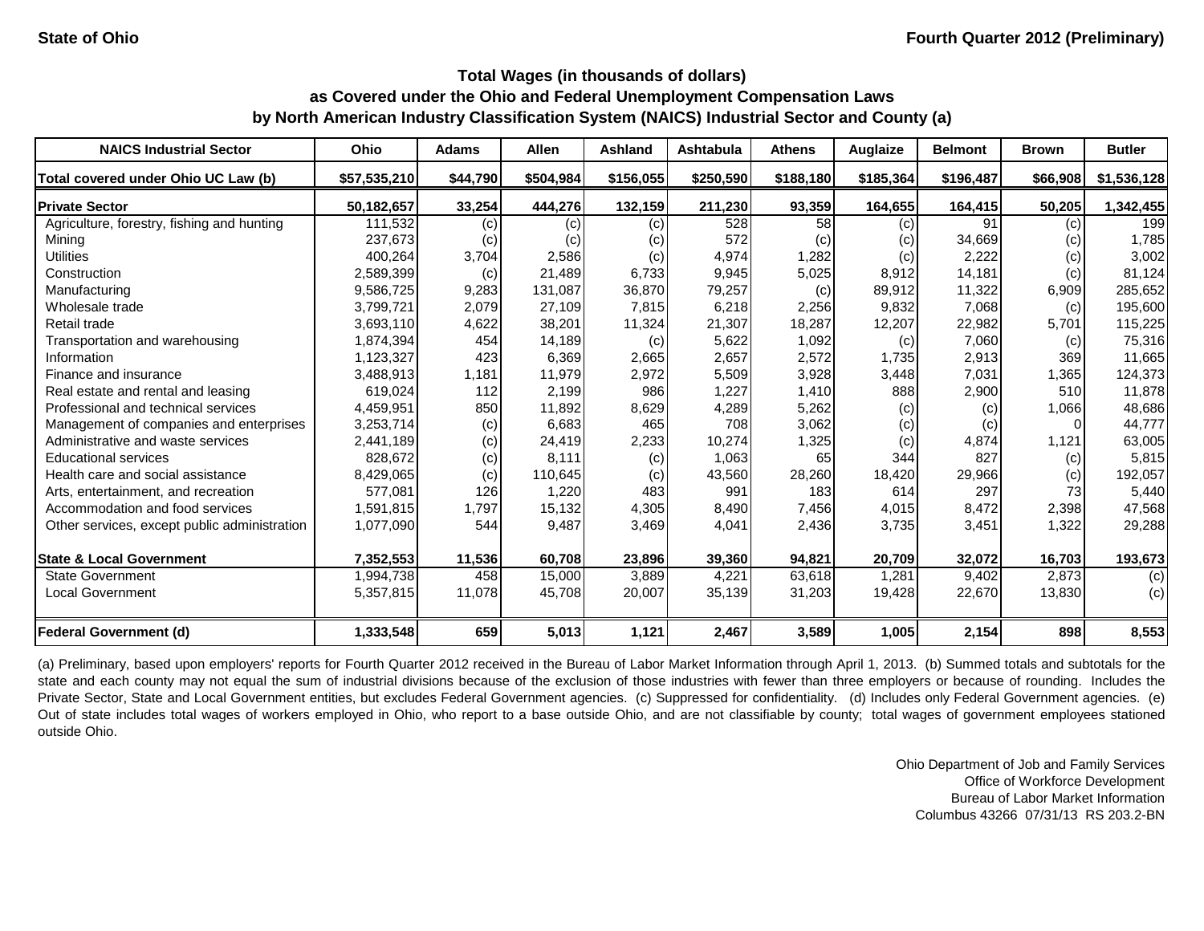State of Ohio — Fourth Quarter 2012 (Preliminary)

## Total Wages (in thousands of dollars) as Covered under the Ohio and Federal Unemployment Compensation Laws by North American Industry Classification System (NAICS) Industrial Sector and County (a)

| NAICS Industrial Sector | Ohio | Adams | Allen | Ashland | Ashtabula | Athens | Auglaize | Belmont | Brown | Butler |
|---|---|---|---|---|---|---|---|---|---|---|
| **Total covered under Ohio UC Law (b)** | **$57,535,210** | **$44,790** | **$504,984** | **$156,055** | **$250,590** | **$188,180** | **$185,364** | **$196,487** | **$66,908** | **$1,536,128** |
| **Private Sector** | **50,182,657** | **33,254** | **444,276** | **132,159** | **211,230** | **93,359** | **164,655** | **164,415** | **50,205** | **1,342,455** |
| Agriculture, forestry, fishing and hunting | 111,532 | (c) | (c) | (c) | 528 | 58 | (c) | 91 | (c) | 199 |
| Mining | 237,673 | (c) | (c) | (c) | 572 | (c) | (c) | 34,669 | (c) | 1,785 |
| Utilities | 400,264 | 3,704 | 2,586 | (c) | 4,974 | 1,282 | (c) | 2,222 | (c) | 3,002 |
| Construction | 2,589,399 | (c) | 21,489 | 6,733 | 9,945 | 5,025 | 8,912 | 14,181 | (c) | 81,124 |
| Manufacturing | 9,586,725 | 9,283 | 131,087 | 36,870 | 79,257 | (c) | 89,912 | 11,322 | 6,909 | 285,652 |
| Wholesale trade | 3,799,721 | 2,079 | 27,109 | 7,815 | 6,218 | 2,256 | 9,832 | 7,068 | (c) | 195,600 |
| Retail trade | 3,693,110 | 4,622 | 38,201 | 11,324 | 21,307 | 18,287 | 12,207 | 22,982 | 5,701 | 115,225 |
| Transportation and warehousing | 1,874,394 | 454 | 14,189 | (c) | 5,622 | 1,092 | (c) | 7,060 | (c) | 75,316 |
| Information | 1,123,327 | 423 | 6,369 | 2,665 | 2,657 | 2,572 | 1,735 | 2,913 | 369 | 11,665 |
| Finance and insurance | 3,488,913 | 1,181 | 11,979 | 2,972 | 5,509 | 3,928 | 3,448 | 7,031 | 1,365 | 124,373 |
| Real estate and rental and leasing | 619,024 | 112 | 2,199 | 986 | 1,227 | 1,410 | 888 | 2,900 | 510 | 11,878 |
| Professional and technical services | 4,459,951 | 850 | 11,892 | 8,629 | 4,289 | 5,262 | (c) | (c) | 1,066 | 48,686 |
| Management of companies and enterprises | 3,253,714 | (c) | 6,683 | 465 | 708 | 3,062 | (c) | (c) | 0 | 44,777 |
| Administrative and waste services | 2,441,189 | (c) | 24,419 | 2,233 | 10,274 | 1,325 | (c) | 4,874 | 1,121 | 63,005 |
| Educational services | 828,672 | (c) | 8,111 | (c) | 1,063 | 65 | 344 | 827 | (c) | 5,815 |
| Health care and social assistance | 8,429,065 | (c) | 110,645 | (c) | 43,560 | 28,260 | 18,420 | 29,966 | (c) | 192,057 |
| Arts, entertainment, and recreation | 577,081 | 126 | 1,220 | 483 | 991 | 183 | 614 | 297 | 73 | 5,440 |
| Accommodation and food services | 1,591,815 | 1,797 | 15,132 | 4,305 | 8,490 | 7,456 | 4,015 | 8,472 | 2,398 | 47,568 |
| Other services, except public administration | 1,077,090 | 544 | 9,487 | 3,469 | 4,041 | 2,436 | 3,735 | 3,451 | 1,322 | 29,288 |
| **State & Local Government** | **7,352,553** | **11,536** | **60,708** | **23,896** | **39,360** | **94,821** | **20,709** | **32,072** | **16,703** | **193,673** |
| State Government | 1,994,738 | 458 | 15,000 | 3,889 | 4,221 | 63,618 | 1,281 | 9,402 | 2,873 | (c) |
| Local Government | 5,357,815 | 11,078 | 45,708 | 20,007 | 35,139 | 31,203 | 19,428 | 22,670 | 13,830 | (c) |
| **Federal Government (d)** | **1,333,548** | **659** | **5,013** | **1,121** | **2,467** | **3,589** | **1,005** | **2,154** | **898** | **8,553** |

(a) Preliminary, based upon employers' reports for Fourth Quarter 2012 received in the Bureau of Labor Market Information through April 1, 2013. (b) Summed totals and subtotals for the state and each county may not equal the sum of industrial divisions because of the exclusion of those industries with fewer than three employers or because of rounding. Includes the Private Sector, State and Local Government entities, but excludes Federal Government agencies. (c) Suppressed for confidentiality. (d) Includes only Federal Government agencies. (e) Out of state includes total wages of workers employed in Ohio, who report to a base outside Ohio, and are not classifiable by county; total wages of government employees stationed outside Ohio.

Ohio Department of Job and Family Services
Office of Workforce Development
Bureau of Labor Market Information
Columbus 43266 07/31/13 RS 203.2-BN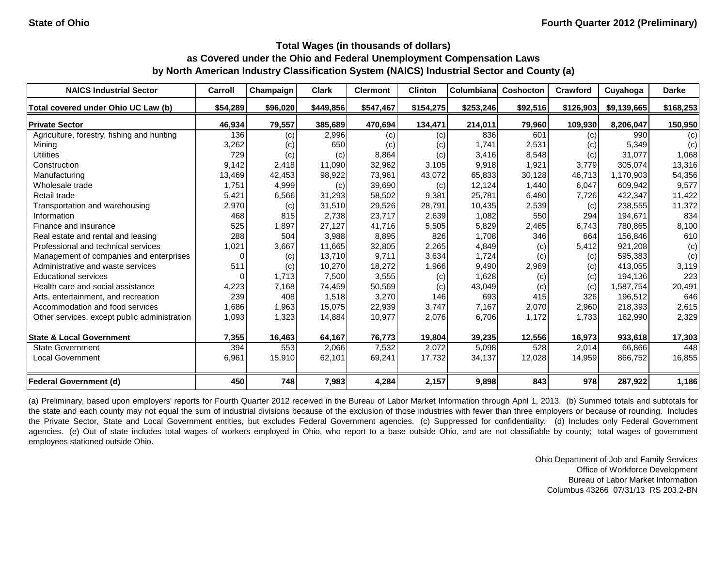**State of Ohio** **Fourth Quarter 2012 (Preliminary)**

## Total Wages (in thousands of dollars)
## as Covered under the Ohio and Federal Unemployment Compensation Laws
## by North American Industry Classification System (NAICS) Industrial Sector and County (a)

| NAICS Industrial Sector | Carroll | Champaign | Clark | Clermont | Clinton | Columbiana | Coshocton | Crawford | Cuyahoga | Darke |
|---|---|---|---|---|---|---|---|---|---|---|
| **Total covered under Ohio UC Law (b)** | **$54,289** | **$96,020** | **$449,856** | **$547,467** | **$154,275** | **$253,246** | **$92,516** | **$126,903** | **$9,139,665** | **$168,253** |
| **Private Sector** | **46,934** | **79,557** | **385,689** | **470,694** | **134,471** | **214,011** | **79,960** | **109,930** | **8,206,047** | **150,950** |
| Agriculture, forestry, fishing and hunting | 136 | (c) | 2,996 | (c) | (c) | 836 | 601 | (c) | 990 | (c) |
| Mining | 3,262 | (c) | 650 | (c) | (c) | 1,741 | 2,531 | (c) | 5,349 | (c) |
| Utilities | 729 | (c) | (c) | 8,864 | (c) | 3,416 | 8,548 | (c) | 31,077 | 1,068 |
| Construction | 9,142 | 2,418 | 11,090 | 32,962 | 3,105 | 9,918 | 1,921 | 3,779 | 305,074 | 13,316 |
| Manufacturing | 13,469 | 42,453 | 98,922 | 73,961 | 43,072 | 65,833 | 30,128 | 46,713 | 1,170,903 | 54,356 |
| Wholesale trade | 1,751 | 4,999 | (c) | 39,690 | (c) | 12,124 | 1,440 | 6,047 | 609,942 | 9,577 |
| Retail trade | 5,421 | 6,566 | 31,293 | 58,502 | 9,381 | 25,781 | 6,480 | 7,726 | 422,347 | 11,422 |
| Transportation and warehousing | 2,970 | (c) | 31,510 | 29,526 | 28,791 | 10,435 | 2,539 | (c) | 238,555 | 11,372 |
| Information | 468 | 815 | 2,738 | 23,717 | 2,639 | 1,082 | 550 | 294 | 194,671 | 834 |
| Finance and insurance | 525 | 1,897 | 27,127 | 41,716 | 5,505 | 5,829 | 2,465 | 6,743 | 780,865 | 8,100 |
| Real estate and rental and leasing | 288 | 504 | 3,988 | 8,895 | 826 | 1,708 | 346 | 664 | 156,846 | 610 |
| Professional and technical services | 1,021 | 3,667 | 11,665 | 32,805 | 2,265 | 4,849 | (c) | 5,412 | 921,208 | (c) |
| Management of companies and enterprises | 0 | (c) | 13,710 | 9,711 | 3,634 | 1,724 | (c) | (c) | 595,383 | (c) |
| Administrative and waste services | 511 | (c) | 10,270 | 18,272 | 1,966 | 9,490 | 2,969 | (c) | 413,055 | 3,119 |
| Educational services | 0 | 1,713 | 7,500 | 3,555 | (c) | 1,628 | (c) | (c) | 194,136 | 223 |
| Health care and social assistance | 4,223 | 7,168 | 74,459 | 50,569 | (c) | 43,049 | (c) | (c) | 1,587,754 | 20,491 |
| Arts, entertainment, and recreation | 239 | 408 | 1,518 | 3,270 | 146 | 693 | 415 | 326 | 196,512 | 646 |
| Accommodation and food services | 1,686 | 1,963 | 15,075 | 22,939 | 3,747 | 7,167 | 2,070 | 2,960 | 218,393 | 2,615 |
| Other services, except public administration | 1,093 | 1,323 | 14,884 | 10,977 | 2,076 | 6,706 | 1,172 | 1,733 | 162,990 | 2,329 |
| **State & Local Government** | **7,355** | **16,463** | **64,167** | **76,773** | **19,804** | **39,235** | **12,556** | **16,973** | **933,618** | **17,303** |
| State Government | 394 | 553 | 2,066 | 7,532 | 2,072 | 5,098 | 528 | 2,014 | 66,866 | 448 |
| Local Government | 6,961 | 15,910 | 62,101 | 69,241 | 17,732 | 34,137 | 12,028 | 14,959 | 866,752 | 16,855 |
| **Federal Government (d)** | **450** | **748** | **7,983** | **4,284** | **2,157** | **9,898** | **843** | **978** | **287,922** | **1,186** |

(a) Preliminary, based upon employers' reports for Fourth Quarter 2012 received in the Bureau of Labor Market Information through April 1, 2013. (b) Summed totals and subtotals for the state and each county may not equal the sum of industrial divisions because of the exclusion of those industries with fewer than three employers or because of rounding. Includes the Private Sector, State and Local Government entities, but excludes Federal Government agencies. (c) Suppressed for confidentiality. (d) Includes only Federal Government agencies. (e) Out of state includes total wages of workers employed in Ohio, who report to a base outside Ohio, and are not classifiable by county; total wages of government employees stationed outside Ohio.

Ohio Department of Job and Family Services
Office of Workforce Development
Bureau of Labor Market Information
Columbus 43266 07/31/13 RS 203.2-BN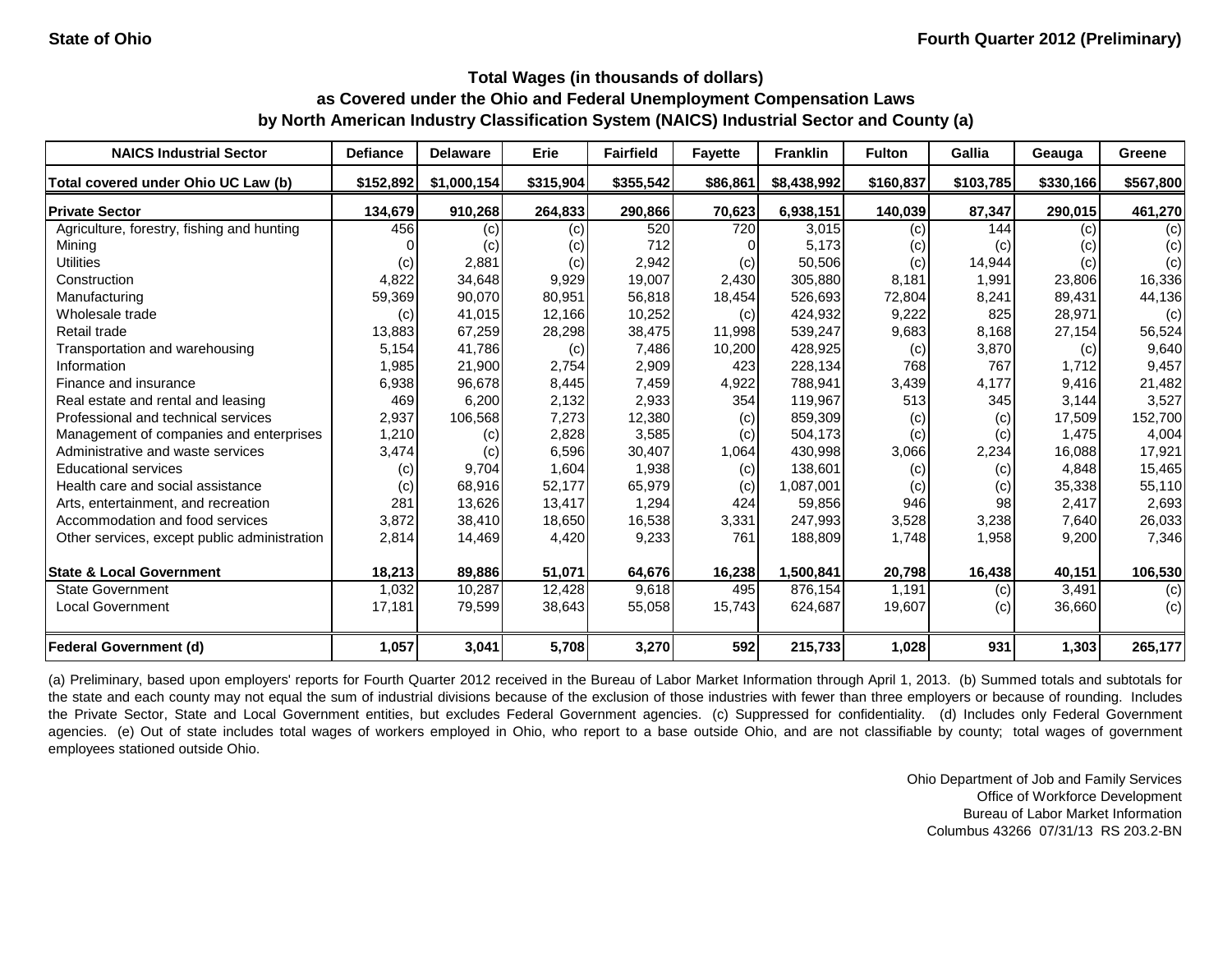State of Ohio

Fourth Quarter 2012 (Preliminary)

## Total Wages (in thousands of dollars)
## as Covered under the Ohio and Federal Unemployment Compensation Laws
## by North American Industry Classification System (NAICS) Industrial Sector and County (a)

| NAICS Industrial Sector | Defiance | Delaware | Erie | Fairfield | Fayette | Franklin | Fulton | Gallia | Geauga | Greene |
|---|---|---|---|---|---|---|---|---|---|---|
| **Total covered under Ohio UC Law (b)** | **$152,892** | **$1,000,154** | **$315,904** | **$355,542** | **$86,861** | **$8,438,992** | **$160,837** | **$103,785** | **$330,166** | **$567,800** |
| **Private Sector** | **134,679** | **910,268** | **264,833** | **290,866** | **70,623** | **6,938,151** | **140,039** | **87,347** | **290,015** | **461,270** |
| Agriculture, forestry, fishing and hunting | 456 | (c) | (c) | 520 | 720 | 3,015 | (c) | 144 | (c) | (c) |
| Mining | 0 | (c) | (c) | 712 | 0 | 5,173 | (c) | (c) | (c) | (c) |
| Utilities | (c) | 2,881 | (c) | 2,942 | (c) | 50,506 | (c) | 14,944 | (c) | (c) |
| Construction | 4,822 | 34,648 | 9,929 | 19,007 | 2,430 | 305,880 | 8,181 | 1,991 | 23,806 | 16,336 |
| Manufacturing | 59,369 | 90,070 | 80,951 | 56,818 | 18,454 | 526,693 | 72,804 | 8,241 | 89,431 | 44,136 |
| Wholesale trade | (c) | 41,015 | 12,166 | 10,252 | (c) | 424,932 | 9,222 | 825 | 28,971 | (c) |
| Retail trade | 13,883 | 67,259 | 28,298 | 38,475 | 11,998 | 539,247 | 9,683 | 8,168 | 27,154 | 56,524 |
| Transportation and warehousing | 5,154 | 41,786 | (c) | 7,486 | 10,200 | 428,925 | (c) | 3,870 | (c) | 9,640 |
| Information | 1,985 | 21,900 | 2,754 | 2,909 | 423 | 228,134 | 768 | 767 | 1,712 | 9,457 |
| Finance and insurance | 6,938 | 96,678 | 8,445 | 7,459 | 4,922 | 788,941 | 3,439 | 4,177 | 9,416 | 21,482 |
| Real estate and rental and leasing | 469 | 6,200 | 2,132 | 2,933 | 354 | 119,967 | 513 | 345 | 3,144 | 3,527 |
| Professional and technical services | 2,937 | 106,568 | 7,273 | 12,380 | (c) | 859,309 | (c) | (c) | 17,509 | 152,700 |
| Management of companies and enterprises | 1,210 | (c) | 2,828 | 3,585 | (c) | 504,173 | (c) | (c) | 1,475 | 4,004 |
| Administrative and waste services | 3,474 | (c) | 6,596 | 30,407 | 1,064 | 430,998 | 3,066 | 2,234 | 16,088 | 17,921 |
| Educational services | (c) | 9,704 | 1,604 | 1,938 | (c) | 138,601 | (c) | (c) | 4,848 | 15,465 |
| Health care and social assistance | (c) | 68,916 | 52,177 | 65,979 | (c) | 1,087,001 | (c) | (c) | 35,338 | 55,110 |
| Arts, entertainment, and recreation | 281 | 13,626 | 13,417 | 1,294 | 424 | 59,856 | 946 | 98 | 2,417 | 2,693 |
| Accommodation and food services | 3,872 | 38,410 | 18,650 | 16,538 | 3,331 | 247,993 | 3,528 | 3,238 | 7,640 | 26,033 |
| Other services, except public administration | 2,814 | 14,469 | 4,420 | 9,233 | 761 | 188,809 | 1,748 | 1,958 | 9,200 | 7,346 |
| **State & Local Government** | **18,213** | **89,886** | **51,071** | **64,676** | **16,238** | **1,500,841** | **20,798** | **16,438** | **40,151** | **106,530** |
| State Government | 1,032 | 10,287 | 12,428 | 9,618 | 495 | 876,154 | 1,191 | (c) | 3,491 | (c) |
| Local Government | 17,181 | 79,599 | 38,643 | 55,058 | 15,743 | 624,687 | 19,607 | (c) | 36,660 | (c) |
| **Federal Government (d)** | **1,057** | **3,041** | **5,708** | **3,270** | **592** | **215,733** | **1,028** | **931** | **1,303** | **265,177** |

(a) Preliminary, based upon employers' reports for Fourth Quarter 2012 received in the Bureau of Labor Market Information through April 1, 2013. (b) Summed totals and subtotals for the state and each county may not equal the sum of industrial divisions because of the exclusion of those industries with fewer than three employers or because of rounding. Includes the Private Sector, State and Local Government entities, but excludes Federal Government agencies. (c) Suppressed for confidentiality. (d) Includes only Federal Government agencies. (e) Out of state includes total wages of workers employed in Ohio, who report to a base outside Ohio, and are not classifiable by county; total wages of government employees stationed outside Ohio.

Ohio Department of Job and Family Services
Office of Workforce Development
Bureau of Labor Market Information
Columbus 43266 07/31/13 RS 203.2-BN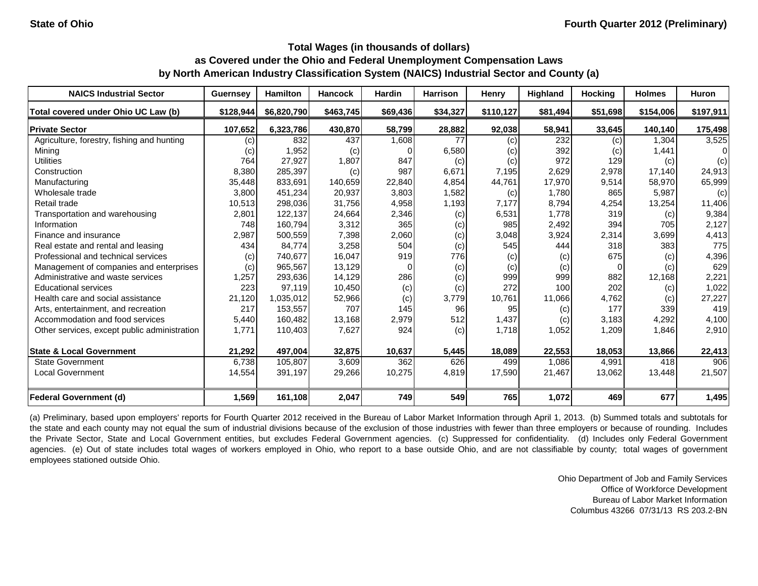**State of Ohio** | **Fourth Quarter 2012 (Preliminary)**

## Total Wages (in thousands of dollars) as Covered under the Ohio and Federal Unemployment Compensation Laws by North American Industry Classification System (NAICS) Industrial Sector and County (a)

| NAICS Industrial Sector | Guernsey | Hamilton | Hancock | Hardin | Harrison | Henry | Highland | Hocking | Holmes | Huron |
|---|---|---|---|---|---|---|---|---|---|---|
| **Total covered under Ohio UC Law (b)** | **$128,944** | **$6,820,790** | **$463,745** | **$69,436** | **$34,327** | **$110,127** | **$81,494** | **$51,698** | **$154,006** | **$197,911** |
| **Private Sector** | **107,652** | **6,323,786** | **430,870** | **58,799** | **28,882** | **92,038** | **58,941** | **33,645** | **140,140** | **175,498** |
| Agriculture, forestry, fishing and hunting | (c) | 832 | 437 | 1,608 | 77 | (c) | 232 | (c) | 1,304 | 3,525 |
| Mining | (c) | 1,952 | (c) | 0 | 6,580 | (c) | 392 | (c) | 1,441 | 0 |
| Utilities | 764 | 27,927 | 1,807 | 847 | (c) | (c) | 972 | 129 | (c) | (c) |
| Construction | 8,380 | 285,397 | (c) | 987 | 6,671 | 7,195 | 2,629 | 2,978 | 17,140 | 24,913 |
| Manufacturing | 35,448 | 833,691 | 140,659 | 22,840 | 4,854 | 44,761 | 17,970 | 9,514 | 58,970 | 65,999 |
| Wholesale trade | 3,800 | 451,234 | 20,937 | 3,803 | 1,582 | (c) | 1,780 | 865 | 5,987 | (c) |
| Retail trade | 10,513 | 298,036 | 31,756 | 4,958 | 1,193 | 7,177 | 8,794 | 4,254 | 13,254 | 11,406 |
| Transportation and warehousing | 2,801 | 122,137 | 24,664 | 2,346 | (c) | 6,531 | 1,778 | 319 | (c) | 9,384 |
| Information | 748 | 160,794 | 3,312 | 365 | (c) | 985 | 2,492 | 394 | 705 | 2,127 |
| Finance and insurance | 2,987 | 500,559 | 7,398 | 2,060 | (c) | 3,048 | 3,924 | 2,314 | 3,699 | 4,413 |
| Real estate and rental and leasing | 434 | 84,774 | 3,258 | 504 | (c) | 545 | 444 | 318 | 383 | 775 |
| Professional and technical services | (c) | 740,677 | 16,047 | 919 | 776 | (c) | (c) | 675 | (c) | 4,396 |
| Management of companies and enterprises | (c) | 965,567 | 13,129 | 0 | (c) | (c) | (c) | 0 | (c) | 629 |
| Administrative and waste services | 1,257 | 293,636 | 14,129 | 286 | (c) | 999 | 999 | 882 | 12,168 | 2,221 |
| Educational services | 223 | 97,119 | 10,450 | (c) | (c) | 272 | 100 | 202 | (c) | 1,022 |
| Health care and social assistance | 21,120 | 1,035,012 | 52,966 | (c) | 3,779 | 10,761 | 11,066 | 4,762 | (c) | 27,227 |
| Arts, entertainment, and recreation | 217 | 153,557 | 707 | 145 | 96 | 95 | (c) | 177 | 339 | 419 |
| Accommodation and food services | 5,440 | 160,482 | 13,168 | 2,979 | 512 | 1,437 | (c) | 3,183 | 4,292 | 4,100 |
| Other services, except public administration | 1,771 | 110,403 | 7,627 | 924 | (c) | 1,718 | 1,052 | 1,209 | 1,846 | 2,910 |
| **State & Local Government** | **21,292** | **497,004** | **32,875** | **10,637** | **5,445** | **18,089** | **22,553** | **18,053** | **13,866** | **22,413** |
| State Government | 6,738 | 105,807 | 3,609 | 362 | 626 | 499 | 1,086 | 4,991 | 418 | 906 |
| Local Government | 14,554 | 391,197 | 29,266 | 10,275 | 4,819 | 17,590 | 21,467 | 13,062 | 13,448 | 21,507 |
| **Federal Government (d)** | **1,569** | **161,108** | **2,047** | **749** | **549** | **765** | **1,072** | **469** | **677** | **1,495** |

(a) Preliminary, based upon employers' reports for Fourth Quarter 2012 received in the Bureau of Labor Market Information through April 1, 2013. (b) Summed totals and subtotals for the state and each county may not equal the sum of industrial divisions because of the exclusion of those industries with fewer than three employers or because of rounding. Includes the Private Sector, State and Local Government entities, but excludes Federal Government agencies. (c) Suppressed for confidentiality. (d) Includes only Federal Government agencies. (e) Out of state includes total wages of workers employed in Ohio, who report to a base outside Ohio, and are not classifiable by county; total wages of government employees stationed outside Ohio.

Ohio Department of Job and Family Services
Office of Workforce Development
Bureau of Labor Market Information
Columbus 43266 07/31/13 RS 203.2-BN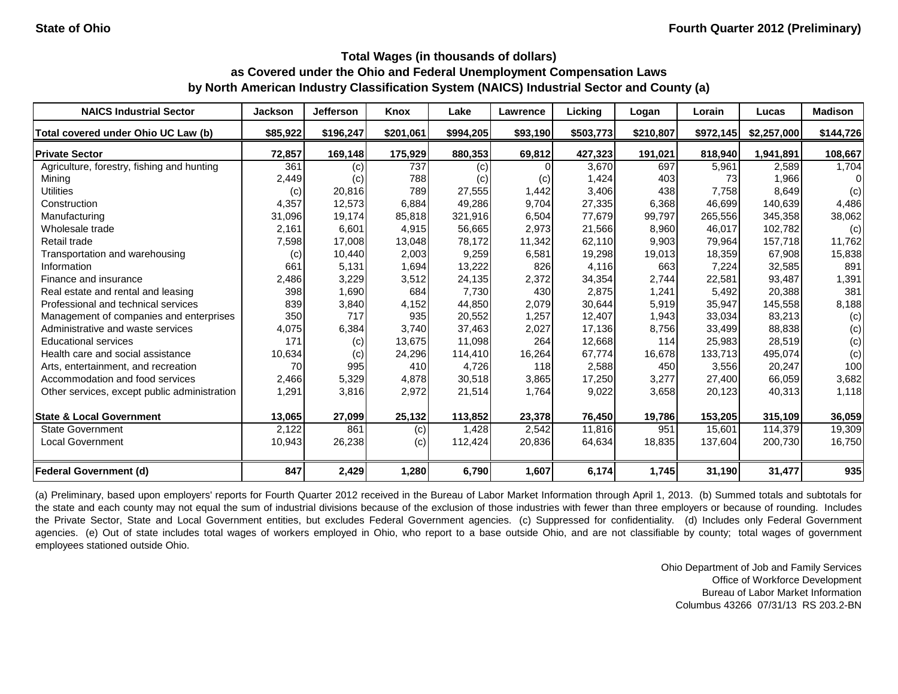State of Ohio

Fourth Quarter 2012 (Preliminary)

## Total Wages (in thousands of dollars)
## as Covered under the Ohio and Federal Unemployment Compensation Laws
## by North American Industry Classification System (NAICS) Industrial Sector and County (a)

| NAICS Industrial Sector | Jackson | Jefferson | Knox | Lake | Lawrence | Licking | Logan | Lorain | Lucas | Madison |
|---|---|---|---|---|---|---|---|---|---|---|
| **Total covered under Ohio UC Law (b)** | **$85,922** | **$196,247** | **$201,061** | **$994,205** | **$93,190** | **$503,773** | **$210,807** | **$972,145** | **$2,257,000** | **$144,726** |
| **Private Sector** | **72,857** | **169,148** | **175,929** | **880,353** | **69,812** | **427,323** | **191,021** | **818,940** | **1,941,891** | **108,667** |
| Agriculture, forestry, fishing and hunting | 361 | (c) | 737 | (c) | 0 | 3,670 | 697 | 5,961 | 2,589 | 1,704 |
| Mining | 2,449 | (c) | 788 | (c) | (c) | 1,424 | 403 | 73 | 1,966 | 0 |
| Utilities | (c) | 20,816 | 789 | 27,555 | 1,442 | 3,406 | 438 | 7,758 | 8,649 | (c) |
| Construction | 4,357 | 12,573 | 6,884 | 49,286 | 9,704 | 27,335 | 6,368 | 46,699 | 140,639 | 4,486 |
| Manufacturing | 31,096 | 19,174 | 85,818 | 321,916 | 6,504 | 77,679 | 99,797 | 265,556 | 345,358 | 38,062 |
| Wholesale trade | 2,161 | 6,601 | 4,915 | 56,665 | 2,973 | 21,566 | 8,960 | 46,017 | 102,782 | (c) |
| Retail trade | 7,598 | 17,008 | 13,048 | 78,172 | 11,342 | 62,110 | 9,903 | 79,964 | 157,718 | 11,762 |
| Transportation and warehousing | (c) | 10,440 | 2,003 | 9,259 | 6,581 | 19,298 | 19,013 | 18,359 | 67,908 | 15,838 |
| Information | 661 | 5,131 | 1,694 | 13,222 | 826 | 4,116 | 663 | 7,224 | 32,585 | 891 |
| Finance and insurance | 2,486 | 3,229 | 3,512 | 24,135 | 2,372 | 34,354 | 2,744 | 22,581 | 93,487 | 1,391 |
| Real estate and rental and leasing | 398 | 1,690 | 684 | 7,730 | 430 | 2,875 | 1,241 | 5,492 | 20,388 | 381 |
| Professional and technical services | 839 | 3,840 | 4,152 | 44,850 | 2,079 | 30,644 | 5,919 | 35,947 | 145,558 | 8,188 |
| Management of companies and enterprises | 350 | 717 | 935 | 20,552 | 1,257 | 12,407 | 1,943 | 33,034 | 83,213 | (c) |
| Administrative and waste services | 4,075 | 6,384 | 3,740 | 37,463 | 2,027 | 17,136 | 8,756 | 33,499 | 88,838 | (c) |
| Educational services | 171 | (c) | 13,675 | 11,098 | 264 | 12,668 | 114 | 25,983 | 28,519 | (c) |
| Health care and social assistance | 10,634 | (c) | 24,296 | 114,410 | 16,264 | 67,774 | 16,678 | 133,713 | 495,074 | (c) |
| Arts, entertainment, and recreation | 70 | 995 | 410 | 4,726 | 118 | 2,588 | 450 | 3,556 | 20,247 | 100 |
| Accommodation and food services | 2,466 | 5,329 | 4,878 | 30,518 | 3,865 | 17,250 | 3,277 | 27,400 | 66,059 | 3,682 |
| Other services, except public administration | 1,291 | 3,816 | 2,972 | 21,514 | 1,764 | 9,022 | 3,658 | 20,123 | 40,313 | 1,118 |
| **State & Local Government** | **13,065** | **27,099** | **25,132** | **113,852** | **23,378** | **76,450** | **19,786** | **153,205** | **315,109** | **36,059** |
| State Government | 2,122 | 861 | (c) | 1,428 | 2,542 | 11,816 | 951 | 15,601 | 114,379 | 19,309 |
| Local Government | 10,943 | 26,238 | (c) | 112,424 | 20,836 | 64,634 | 18,835 | 137,604 | 200,730 | 16,750 |
| **Federal Government (d)** | **847** | **2,429** | **1,280** | **6,790** | **1,607** | **6,174** | **1,745** | **31,190** | **31,477** | **935** |

(a) Preliminary, based upon employers' reports for Fourth Quarter 2012 received in the Bureau of Labor Market Information through April 1, 2013. (b) Summed totals and subtotals for the state and each county may not equal the sum of industrial divisions because of the exclusion of those industries with fewer than three employers or because of rounding. Includes the Private Sector, State and Local Government entities, but excludes Federal Government agencies. (c) Suppressed for confidentiality. (d) Includes only Federal Government agencies. (e) Out of state includes total wages of workers employed in Ohio, who report to a base outside Ohio, and are not classifiable by county; total wages of government employees stationed outside Ohio.

Ohio Department of Job and Family Services
Office of Workforce Development
Bureau of Labor Market Information
Columbus 43266 07/31/13 RS 203.2-BN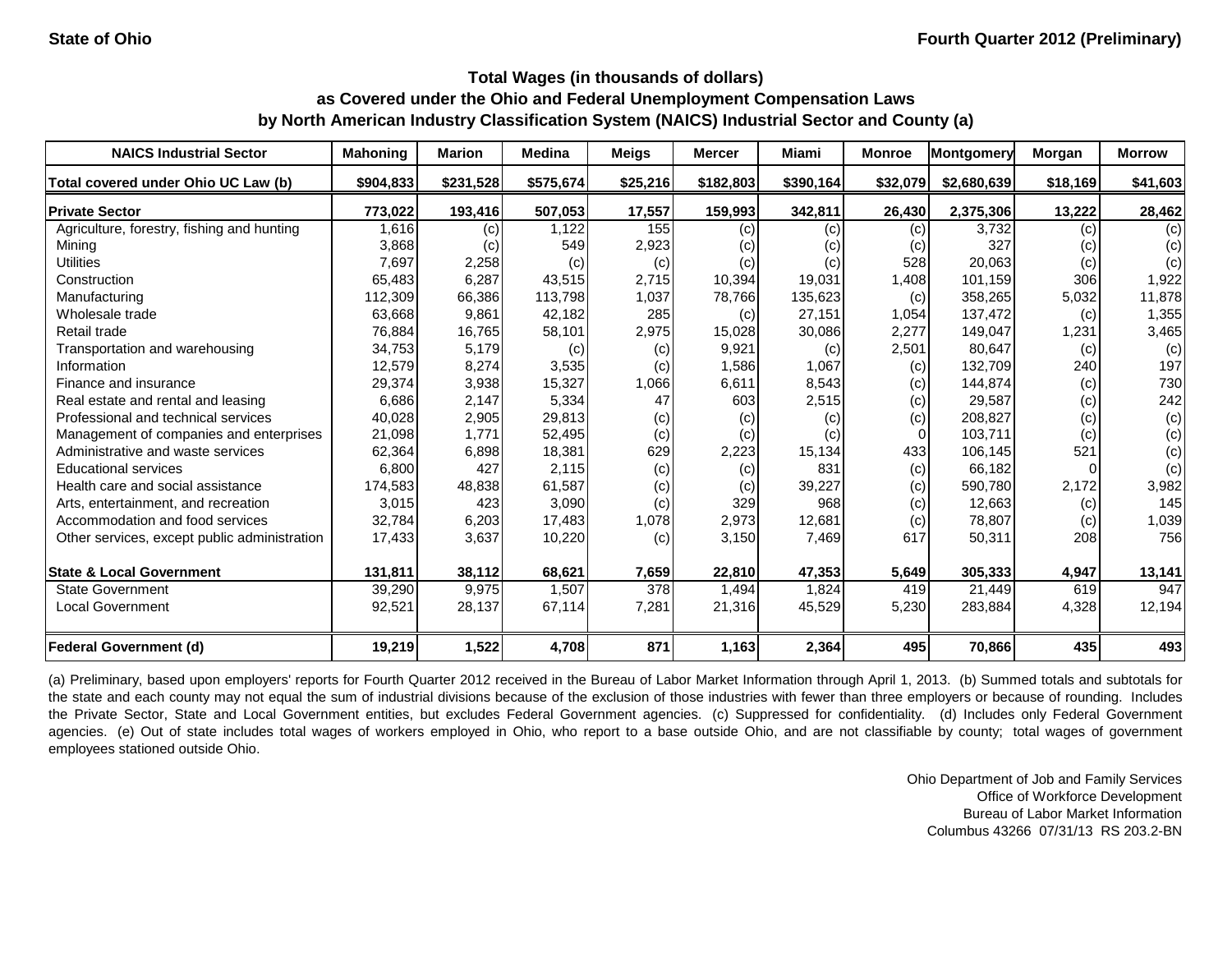State of Ohio

Fourth Quarter 2012 (Preliminary)

**Total Wages (in thousands of dollars)**
**as Covered under the Ohio and Federal Unemployment Compensation Laws**
**by North American Industry Classification System (NAICS) Industrial Sector and County (a)**

| NAICS Industrial Sector | Mahoning | Marion | Medina | Meigs | Mercer | Miami | Monroe | Montgomery | Morgan | Morrow |
|---|---|---|---|---|---|---|---|---|---|---|
| **Total covered under Ohio UC Law (b)** | $904,833 | $231,528 | $575,674 | $25,216 | $182,803 | $390,164 | $32,079 | $2,680,639 | $18,169 | $41,603 |
| **Private Sector** | 773,022 | 193,416 | 507,053 | 17,557 | 159,993 | 342,811 | 26,430 | 2,375,306 | 13,222 | 28,462 |
| Agriculture, forestry, fishing and hunting | 1,616 | (c) | 1,122 | 155 | (c) | (c) | (c) | 3,732 | (c) | (c) |
| Mining | 3,868 | (c) | 549 | 2,923 | (c) | (c) | (c) | 327 | (c) | (c) |
| Utilities | 7,697 | 2,258 | (c) | (c) | (c) | (c) | 528 | 20,063 | (c) | (c) |
| Construction | 65,483 | 6,287 | 43,515 | 2,715 | 10,394 | 19,031 | 1,408 | 101,159 | 306 | 1,922 |
| Manufacturing | 112,309 | 66,386 | 113,798 | 1,037 | 78,766 | 135,623 | (c) | 358,265 | 5,032 | 11,878 |
| Wholesale trade | 63,668 | 9,861 | 42,182 | 285 | (c) | 27,151 | 1,054 | 137,472 | (c) | 1,355 |
| Retail trade | 76,884 | 16,765 | 58,101 | 2,975 | 15,028 | 30,086 | 2,277 | 149,047 | 1,231 | 3,465 |
| Transportation and warehousing | 34,753 | 5,179 | (c) | (c) | 9,921 | (c) | 2,501 | 80,647 | (c) | (c) |
| Information | 12,579 | 8,274 | 3,535 | (c) | 1,586 | 1,067 | (c) | 132,709 | 240 | 197 |
| Finance and insurance | 29,374 | 3,938 | 15,327 | 1,066 | 6,611 | 8,543 | (c) | 144,874 | (c) | 730 |
| Real estate and rental and leasing | 6,686 | 2,147 | 5,334 | 47 | 603 | 2,515 | (c) | 29,587 | (c) | 242 |
| Professional and technical services | 40,028 | 2,905 | 29,813 | (c) | (c) | (c) | (c) | 208,827 | (c) | (c) |
| Management of companies and enterprises | 21,098 | 1,771 | 52,495 | (c) | (c) | (c) | 0 | 103,711 | (c) | (c) |
| Administrative and waste services | 62,364 | 6,898 | 18,381 | 629 | 2,223 | 15,134 | 433 | 106,145 | 521 | (c) |
| Educational services | 6,800 | 427 | 2,115 | (c) | (c) | 831 | (c) | 66,182 | 0 | (c) |
| Health care and social assistance | 174,583 | 48,838 | 61,587 | (c) | (c) | 39,227 | (c) | 590,780 | 2,172 | 3,982 |
| Arts, entertainment, and recreation | 3,015 | 423 | 3,090 | (c) | 329 | 968 | (c) | 12,663 | (c) | 145 |
| Accommodation and food services | 32,784 | 6,203 | 17,483 | 1,078 | 2,973 | 12,681 | (c) | 78,807 | (c) | 1,039 |
| Other services, except public administration | 17,433 | 3,637 | 10,220 | (c) | 3,150 | 7,469 | 617 | 50,311 | 208 | 756 |
| **State & Local Government** | 131,811 | 38,112 | 68,621 | 7,659 | 22,810 | 47,353 | 5,649 | 305,333 | 4,947 | 13,141 |
| State Government | 39,290 | 9,975 | 1,507 | 378 | 1,494 | 1,824 | 419 | 21,449 | 619 | 947 |
| Local Government | 92,521 | 28,137 | 67,114 | 7,281 | 21,316 | 45,529 | 5,230 | 283,884 | 4,328 | 12,194 |
| **Federal Government (d)** | 19,219 | 1,522 | 4,708 | 871 | 1,163 | 2,364 | 495 | 70,866 | 435 | 493 |

(a) Preliminary, based upon employers' reports for Fourth Quarter 2012 received in the Bureau of Labor Market Information through April 1, 2013. (b) Summed totals and subtotals for the state and each county may not equal the sum of industrial divisions because of the exclusion of those industries with fewer than three employers or because of rounding. Includes the Private Sector, State and Local Government entities, but excludes Federal Government agencies. (c) Suppressed for confidentiality. (d) Includes only Federal Government agencies. (e) Out of state includes total wages of workers employed in Ohio, who report to a base outside Ohio, and are not classifiable by county; total wages of government employees stationed outside Ohio.

Ohio Department of Job and Family Services
Office of Workforce Development
Bureau of Labor Market Information
Columbus 43266 07/31/13 RS 203.2-BN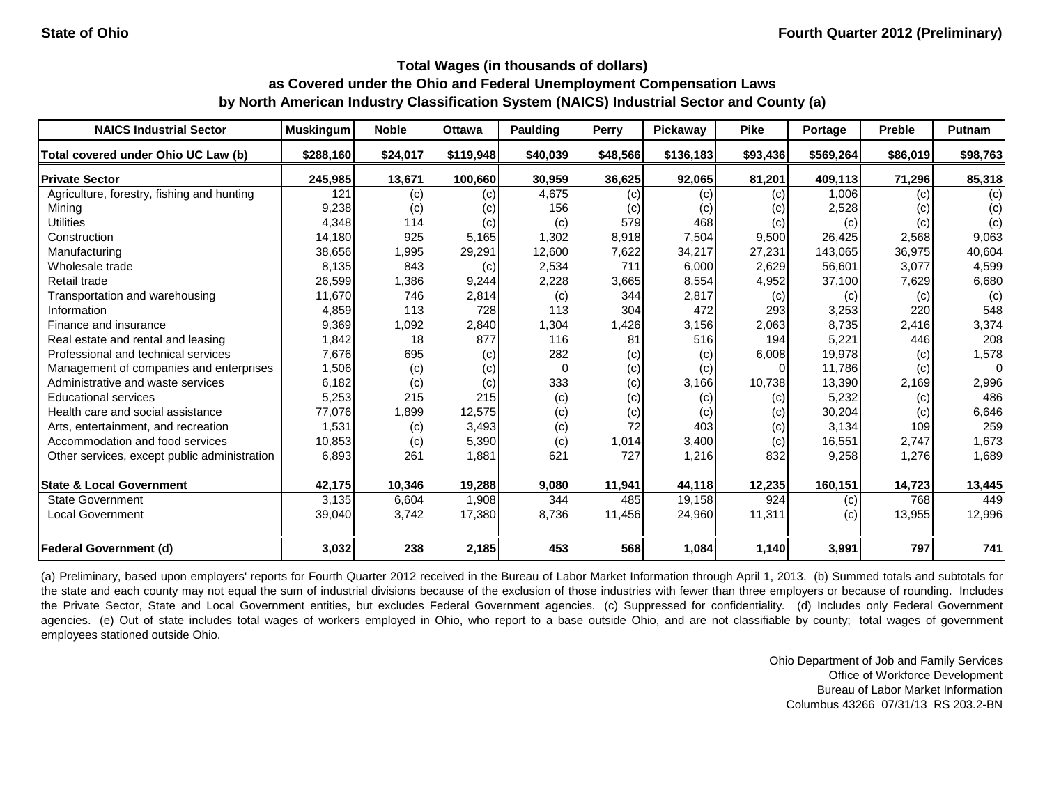State of Ohio | Fourth Quarter 2012 (Preliminary)

### Total Wages (in thousands of dollars)
### as Covered under the Ohio and Federal Unemployment Compensation Laws
### by North American Industry Classification System (NAICS) Industrial Sector and County (a)

| NAICS Industrial Sector | Muskingum | Noble | Ottawa | Paulding | Perry | Pickaway | Pike | Portage | Preble | Putnam |
|---|---|---|---|---|---|---|---|---|---|---|
| Total covered under Ohio UC Law (b) | $288,160 | $24,017 | $119,948 | $40,039 | $48,566 | $136,183 | $93,436 | $569,264 | $86,019 | $98,763 |
| **Private Sector** | 245,985 | 13,671 | 100,660 | 30,959 | 36,625 | 92,065 | 81,201 | 409,113 | 71,296 | 85,318 |
| Agriculture, forestry, fishing and hunting | 121 | (c) | (c) | 4,675 | (c) | (c) | (c) | 1,006 | (c) | (c) |
| Mining | 9,238 | (c) | (c) | 156 | (c) | (c) | (c) | 2,528 | (c) | (c) |
| Utilities | 4,348 | 114 | (c) | (c) | 579 | 468 | (c) | (c) | (c) | (c) |
| Construction | 14,180 | 925 | 5,165 | 1,302 | 8,918 | 7,504 | 9,500 | 26,425 | 2,568 | 9,063 |
| Manufacturing | 38,656 | 1,995 | 29,291 | 12,600 | 7,622 | 34,217 | 27,231 | 143,065 | 36,975 | 40,604 |
| Wholesale trade | 8,135 | 843 | (c) | 2,534 | 711 | 6,000 | 2,629 | 56,601 | 3,077 | 4,599 |
| Retail trade | 26,599 | 1,386 | 9,244 | 2,228 | 3,665 | 8,554 | 4,952 | 37,100 | 7,629 | 6,680 |
| Transportation and warehousing | 11,670 | 746 | 2,814 | (c) | 344 | 2,817 | (c) | (c) | (c) | (c) |
| Information | 4,859 | 113 | 728 | 113 | 304 | 472 | 293 | 3,253 | 220 | 548 |
| Finance and insurance | 9,369 | 1,092 | 2,840 | 1,304 | 1,426 | 3,156 | 2,063 | 8,735 | 2,416 | 3,374 |
| Real estate and rental and leasing | 1,842 | 18 | 877 | 116 | 81 | 516 | 194 | 5,221 | 446 | 208 |
| Professional and technical services | 7,676 | 695 | (c) | 282 | (c) | (c) | 6,008 | 19,978 | (c) | 1,578 |
| Management of companies and enterprises | 1,506 | (c) | (c) | 0 | (c) | (c) | 0 | 11,786 | (c) | 0 |
| Administrative and waste services | 6,182 | (c) | (c) | 333 | (c) | 3,166 | 10,738 | 13,390 | 2,169 | 2,996 |
| Educational services | 5,253 | 215 | 215 | (c) | (c) | (c) | (c) | 5,232 | (c) | 486 |
| Health care and social assistance | 77,076 | 1,899 | 12,575 | (c) | (c) | (c) | (c) | 30,204 | (c) | 6,646 |
| Arts, entertainment, and recreation | 1,531 | (c) | 3,493 | (c) | 72 | 403 | (c) | 3,134 | 109 | 259 |
| Accommodation and food services | 10,853 | (c) | 5,390 | (c) | 1,014 | 3,400 | (c) | 16,551 | 2,747 | 1,673 |
| Other services, except public administration | 6,893 | 261 | 1,881 | 621 | 727 | 1,216 | 832 | 9,258 | 1,276 | 1,689 |
| **State & Local Government** | 42,175 | 10,346 | 19,288 | 9,080 | 11,941 | 44,118 | 12,235 | 160,151 | 14,723 | 13,445 |
| State Government | 3,135 | 6,604 | 1,908 | 344 | 485 | 19,158 | 924 | (c) | 768 | 449 |
| Local Government | 39,040 | 3,742 | 17,380 | 8,736 | 11,456 | 24,960 | 11,311 | (c) | 13,955 | 12,996 |
| **Federal Government (d)** | 3,032 | 238 | 2,185 | 453 | 568 | 1,084 | 1,140 | 3,991 | 797 | 741 |

(a) Preliminary, based upon employers' reports for Fourth Quarter 2012 received in the Bureau of Labor Market Information through April 1, 2013. (b) Summed totals and subtotals for the state and each county may not equal the sum of industrial divisions because of the exclusion of those industries with fewer than three employers or because of rounding. Includes the Private Sector, State and Local Government entities, but excludes Federal Government agencies. (c) Suppressed for confidentiality. (d) Includes only Federal Government agencies. (e) Out of state includes total wages of workers employed in Ohio, who report to a base outside Ohio, and are not classifiable by county; total wages of government employees stationed outside Ohio.

Ohio Department of Job and Family Services
Office of Workforce Development
Bureau of Labor Market Information
Columbus 43266 07/31/13 RS 203.2-BN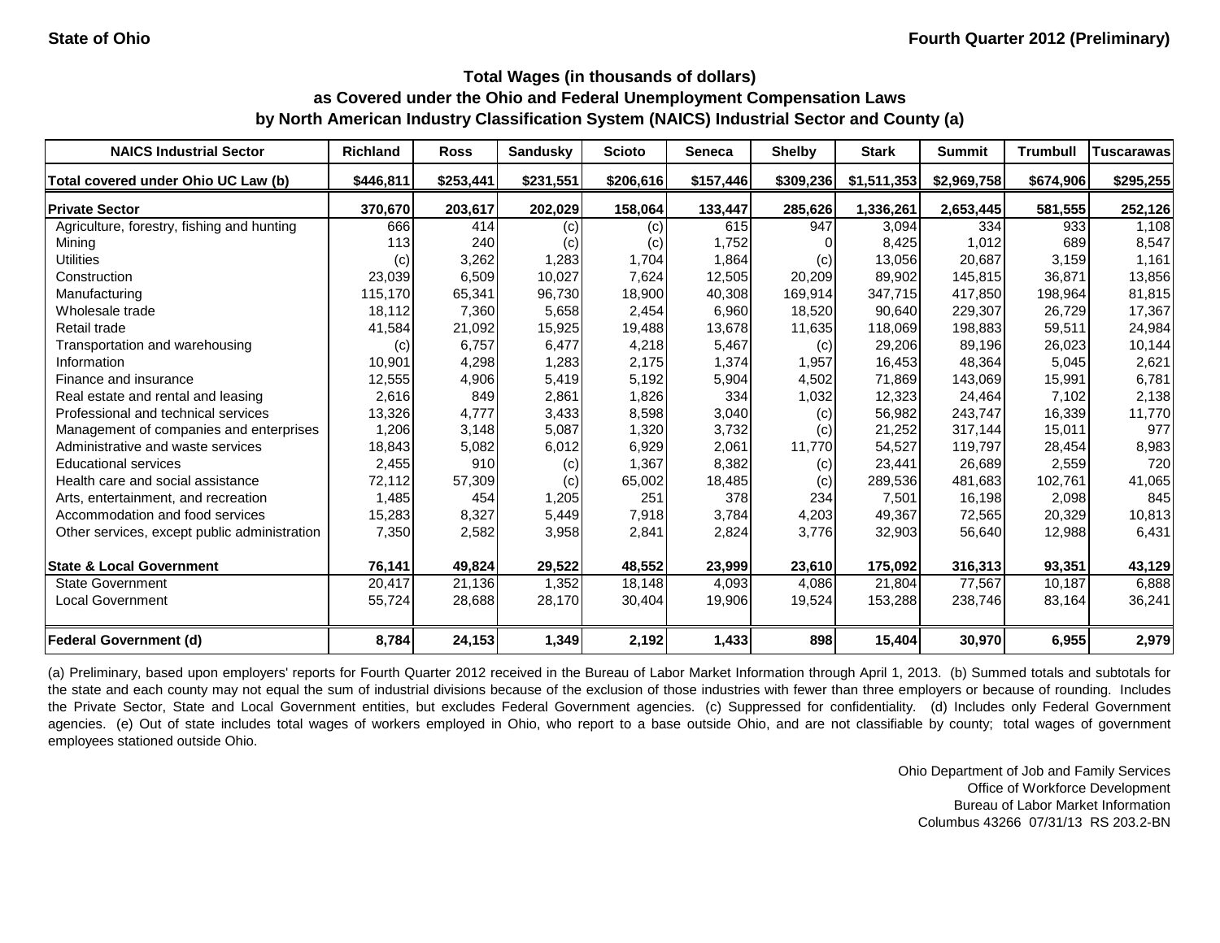State of Ohio — Fourth Quarter 2012 (Preliminary)

## Total Wages (in thousands of dollars)
## as Covered under the Ohio and Federal Unemployment Compensation Laws
## by North American Industry Classification System (NAICS) Industrial Sector and County (a)

| NAICS Industrial Sector | Richland | Ross | Sandusky | Scioto | Seneca | Shelby | Stark | Summit | Trumbull | Tuscarawas |
|---|---|---|---|---|---|---|---|---|---|---|
| **Total covered under Ohio UC Law (b)** | **$446,811** | **$253,441** | **$231,551** | **$206,616** | **$157,446** | **$309,236** | **$1,511,353** | **$2,969,758** | **$674,906** | **$295,255** |
| **Private Sector** | **370,670** | **203,617** | **202,029** | **158,064** | **133,447** | **285,626** | **1,336,261** | **2,653,445** | **581,555** | **252,126** |
| Agriculture, forestry, fishing and hunting | 666 | 414 | (c) | (c) | 615 | 947 | 3,094 | 334 | 933 | 1,108 |
| Mining | 113 | 240 | (c) | (c) | 1,752 | 0 | 8,425 | 1,012 | 689 | 8,547 |
| Utilities | (c) | 3,262 | 1,283 | 1,704 | 1,864 | (c) | 13,056 | 20,687 | 3,159 | 1,161 |
| Construction | 23,039 | 6,509 | 10,027 | 7,624 | 12,505 | 20,209 | 89,902 | 145,815 | 36,871 | 13,856 |
| Manufacturing | 115,170 | 65,341 | 96,730 | 18,900 | 40,308 | 169,914 | 347,715 | 417,850 | 198,964 | 81,815 |
| Wholesale trade | 18,112 | 7,360 | 5,658 | 2,454 | 6,960 | 18,520 | 90,640 | 229,307 | 26,729 | 17,367 |
| Retail trade | 41,584 | 21,092 | 15,925 | 19,488 | 13,678 | 11,635 | 118,069 | 198,883 | 59,511 | 24,984 |
| Transportation and warehousing | (c) | 6,757 | 6,477 | 4,218 | 5,467 | (c) | 29,206 | 89,196 | 26,023 | 10,144 |
| Information | 10,901 | 4,298 | 1,283 | 2,175 | 1,374 | 1,957 | 16,453 | 48,364 | 5,045 | 2,621 |
| Finance and insurance | 12,555 | 4,906 | 5,419 | 5,192 | 5,904 | 4,502 | 71,869 | 143,069 | 15,991 | 6,781 |
| Real estate and rental and leasing | 2,616 | 849 | 2,861 | 1,826 | 334 | 1,032 | 12,323 | 24,464 | 7,102 | 2,138 |
| Professional and technical services | 13,326 | 4,777 | 3,433 | 8,598 | 3,040 | (c) | 56,982 | 243,747 | 16,339 | 11,770 |
| Management of companies and enterprises | 1,206 | 3,148 | 5,087 | 1,320 | 3,732 | (c) | 21,252 | 317,144 | 15,011 | 977 |
| Administrative and waste services | 18,843 | 5,082 | 6,012 | 6,929 | 2,061 | 11,770 | 54,527 | 119,797 | 28,454 | 8,983 |
| Educational services | 2,455 | 910 | (c) | 1,367 | 8,382 | (c) | 23,441 | 26,689 | 2,559 | 720 |
| Health care and social assistance | 72,112 | 57,309 | (c) | 65,002 | 18,485 | (c) | 289,536 | 481,683 | 102,761 | 41,065 |
| Arts, entertainment, and recreation | 1,485 | 454 | 1,205 | 251 | 378 | 234 | 7,501 | 16,198 | 2,098 | 845 |
| Accommodation and food services | 15,283 | 8,327 | 5,449 | 7,918 | 3,784 | 4,203 | 49,367 | 72,565 | 20,329 | 10,813 |
| Other services, except public administration | 7,350 | 2,582 | 3,958 | 2,841 | 2,824 | 3,776 | 32,903 | 56,640 | 12,988 | 6,431 |
| **State & Local Government** | **76,141** | **49,824** | **29,522** | **48,552** | **23,999** | **23,610** | **175,092** | **316,313** | **93,351** | **43,129** |
| State Government | 20,417 | 21,136 | 1,352 | 18,148 | 4,093 | 4,086 | 21,804 | 77,567 | 10,187 | 6,888 |
| Local Government | 55,724 | 28,688 | 28,170 | 30,404 | 19,906 | 19,524 | 153,288 | 238,746 | 83,164 | 36,241 |
| **Federal Government (d)** | **8,784** | **24,153** | **1,349** | **2,192** | **1,433** | **898** | **15,404** | **30,970** | **6,955** | **2,979** |

(a) Preliminary, based upon employers' reports for Fourth Quarter 2012 received in the Bureau of Labor Market Information through April 1, 2013. (b) Summed totals and subtotals for the state and each county may not equal the sum of industrial divisions because of the exclusion of those industries with fewer than three employers or because of rounding. Includes the Private Sector, State and Local Government entities, but excludes Federal Government agencies. (c) Suppressed for confidentiality. (d) Includes only Federal Government agencies. (e) Out of state includes total wages of workers employed in Ohio, who report to a base outside Ohio, and are not classifiable by county; total wages of government employees stationed outside Ohio.

Ohio Department of Job and Family Services
Office of Workforce Development
Bureau of Labor Market Information
Columbus 43266 07/31/13 RS 203.2-BN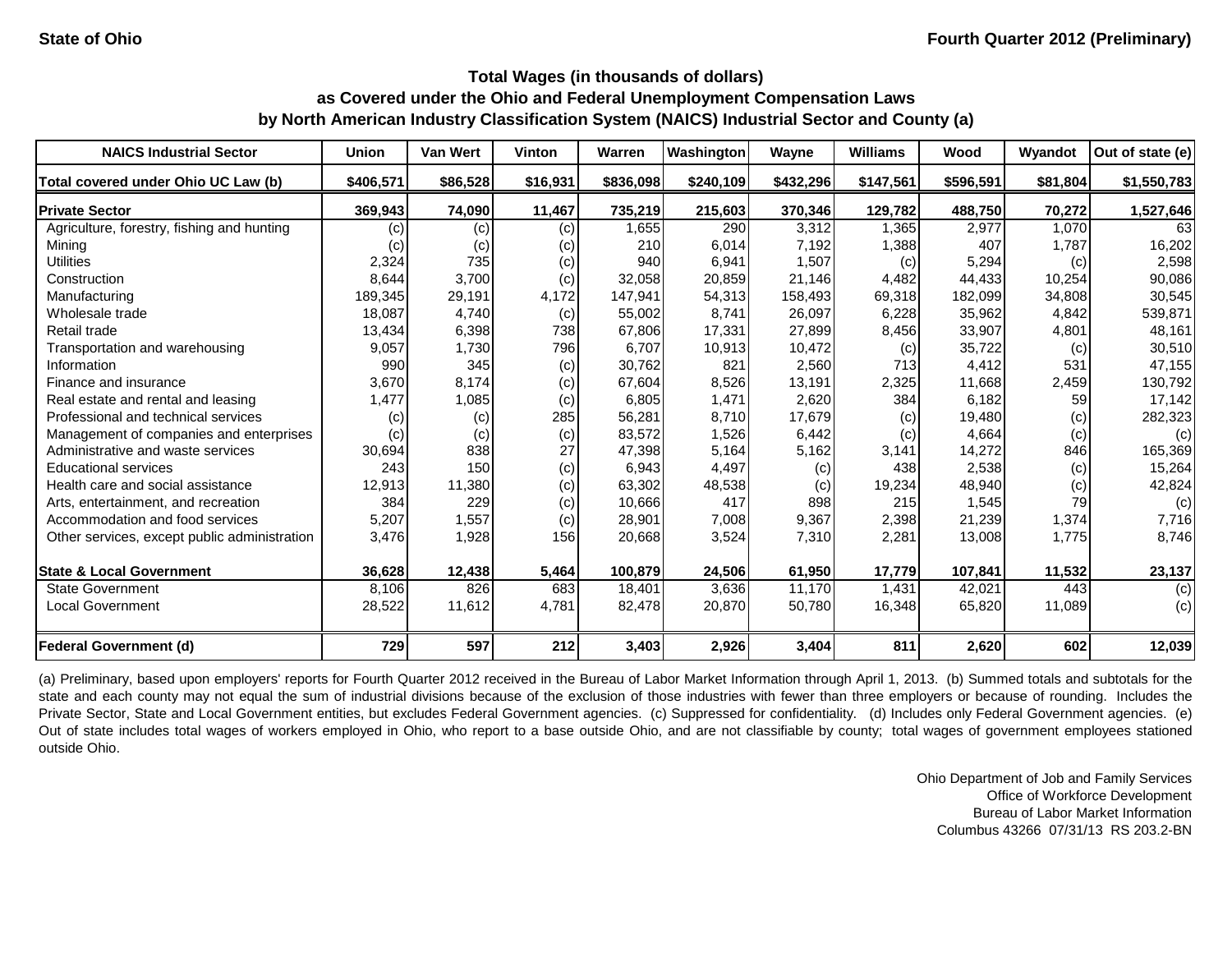**State of Ohio** **Fourth Quarter 2012 (Preliminary)**

### Total Wages (in thousands of dollars)
### as Covered under the Ohio and Federal Unemployment Compensation Laws
### by North American Industry Classification System (NAICS) Industrial Sector and County (a)

| NAICS Industrial Sector | Union | Van Wert | Vinton | Warren | Washington | Wayne | Williams | Wood | Wyandot | Out of state (e) |
|---|---|---|---|---|---|---|---|---|---|---|
| **Total covered under Ohio UC Law (b)** | **$406,571** | **$86,528** | **$16,931** | **$836,098** | **$240,109** | **$432,296** | **$147,561** | **$596,591** | **$81,804** | **$1,550,783** |
| **Private Sector** | **369,943** | **74,090** | **11,467** | **735,219** | **215,603** | **370,346** | **129,782** | **488,750** | **70,272** | **1,527,646** |
| Agriculture, forestry, fishing and hunting | (c) | (c) | (c) | 1,655 | 290 | 3,312 | 1,365 | 2,977 | 1,070 | 63 |
| Mining | (c) | (c) | (c) | 210 | 6,014 | 7,192 | 1,388 | 407 | 1,787 | 16,202 |
| Utilities | 2,324 | 735 | (c) | 940 | 6,941 | 1,507 | (c) | 5,294 | (c) | 2,598 |
| Construction | 8,644 | 3,700 | (c) | 32,058 | 20,859 | 21,146 | 4,482 | 44,433 | 10,254 | 90,086 |
| Manufacturing | 189,345 | 29,191 | 4,172 | 147,941 | 54,313 | 158,493 | 69,318 | 182,099 | 34,808 | 30,545 |
| Wholesale trade | 18,087 | 4,740 | (c) | 55,002 | 8,741 | 26,097 | 6,228 | 35,962 | 4,842 | 539,871 |
| Retail trade | 13,434 | 6,398 | 738 | 67,806 | 17,331 | 27,899 | 8,456 | 33,907 | 4,801 | 48,161 |
| Transportation and warehousing | 9,057 | 1,730 | 796 | 6,707 | 10,913 | 10,472 | (c) | 35,722 | (c) | 30,510 |
| Information | 990 | 345 | (c) | 30,762 | 821 | 2,560 | 713 | 4,412 | 531 | 47,155 |
| Finance and insurance | 3,670 | 8,174 | (c) | 67,604 | 8,526 | 13,191 | 2,325 | 11,668 | 2,459 | 130,792 |
| Real estate and rental and leasing | 1,477 | 1,085 | (c) | 6,805 | 1,471 | 2,620 | 384 | 6,182 | 59 | 17,142 |
| Professional and technical services | (c) | (c) | 285 | 56,281 | 8,710 | 17,679 | (c) | 19,480 | (c) | 282,323 |
| Management of companies and enterprises | (c) | (c) | (c) | 83,572 | 1,526 | 6,442 | (c) | 4,664 | (c) | (c) |
| Administrative and waste services | 30,694 | 838 | 27 | 47,398 | 5,164 | 5,162 | 3,141 | 14,272 | 846 | 165,369 |
| Educational services | 243 | 150 | (c) | 6,943 | 4,497 | (c) | 438 | 2,538 | (c) | 15,264 |
| Health care and social assistance | 12,913 | 11,380 | (c) | 63,302 | 48,538 | (c) | 19,234 | 48,940 | (c) | 42,824 |
| Arts, entertainment, and recreation | 384 | 229 | (c) | 10,666 | 417 | 898 | 215 | 1,545 | 79 | (c) |
| Accommodation and food services | 5,207 | 1,557 | (c) | 28,901 | 7,008 | 9,367 | 2,398 | 21,239 | 1,374 | 7,716 |
| Other services, except public administration | 3,476 | 1,928 | 156 | 20,668 | 3,524 | 7,310 | 2,281 | 13,008 | 1,775 | 8,746 |
| **State & Local Government** | **36,628** | **12,438** | **5,464** | **100,879** | **24,506** | **61,950** | **17,779** | **107,841** | **11,532** | **23,137** |
| State Government | 8,106 | 826 | 683 | 18,401 | 3,636 | 11,170 | 1,431 | 42,021 | 443 | (c) |
| Local Government | 28,522 | 11,612 | 4,781 | 82,478 | 20,870 | 50,780 | 16,348 | 65,820 | 11,089 | (c) |
| **Federal Government (d)** | **729** | **597** | **212** | **3,403** | **2,926** | **3,404** | **811** | **2,620** | **602** | **12,039** |

(a) Preliminary, based upon employers' reports for Fourth Quarter 2012 received in the Bureau of Labor Market Information through April 1, 2013. (b) Summed totals and subtotals for the state and each county may not equal the sum of industrial divisions because of the exclusion of those industries with fewer than three employers or because of rounding. Includes the Private Sector, State and Local Government entities, but excludes Federal Government agencies. (c) Suppressed for confidentiality. (d) Includes only Federal Government agencies. (e) Out of state includes total wages of workers employed in Ohio, who report to a base outside Ohio, and are not classifiable by county; total wages of government employees stationed outside Ohio.

Ohio Department of Job and Family Services
Office of Workforce Development
Bureau of Labor Market Information
Columbus 43266 07/31/13 RS 203.2-BN